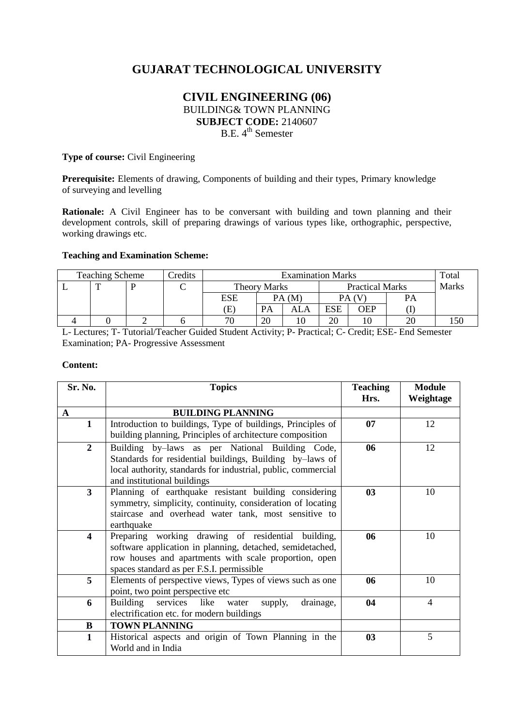# GUJARAT TECHNOLOGICAL UNIVERSITY

## CIVIL ENGINEERING (06)

BUILDING& TOWN PLANNING

**SUBJECT CODE:** 2140607

B.E. 4th Semester

**Type of course:** Civil Engineering

**Prerequisite:** Elements of drawing, Components of building and their types, Primary knowledge of surveying and levelling

**Rationale:** A Civil Engineer has to be conversant with building and town planning and their development controls, skill of preparing drawings of various types like, orthographic, perspective, working drawings etc.

**Teaching and Examination Scheme:**

| Teaching Scheme | | | Credits | Examination Marks | | | | | | Total Marks |
|---|---|---|---|---|---|---|---|---|---|---|
| L | T | P | C | Theory Marks | | | Practical Marks | | | |
| | | | | ESE (E) | PA (M) | | PA (V) | | PA (I) | |
| | | | | | PA | ALA | ESE | OEP | | |
| 4 | 0 | 2 | 6 | 70 | 20 | 10 | 20 | 10 | 20 | 150 |

L- Lectures; T- Tutorial/Teacher Guided Student Activity; P- Practical; C- Credit; ESE- End Semester Examination; PA- Progressive Assessment

**Content:**

| Sr. No. | Topics | Teaching Hrs. | Module Weightage |
|---|---|---|---|
| **A** | **BUILDING PLANNING** | | |
| **1** | Introduction to buildings, Type of buildings, Principles of building planning, Principles of architecture composition | **07** | 12 |
| **2** | Building by–laws as per National Building Code, Standards for residential buildings, Building by–laws of local authority, standards for industrial, public, commercial and institutional buildings | **06** | 12 |
| **3** | Planning of earthquake resistant building considering symmetry, simplicity, continuity, consideration of locating staircase and overhead water tank, most sensitive to earthquake | **03** | 10 |
| **4** | Preparing working drawing of residential building, software application in planning, detached, semidetached, row houses and apartments with scale proportion, open spaces standard as per F.S.I. permissible | **06** | 10 |
| **5** | Elements of perspective views, Types of views such as one point, two point perspective etc | **06** | 10 |
| **6** | Building services like water supply, drainage, electrification etc. for modern buildings | **04** | 4 |
| **B** | **TOWN PLANNING** | | |
| **1** | Historical aspects and origin of Town Planning in the World and in India | **03** | 5 |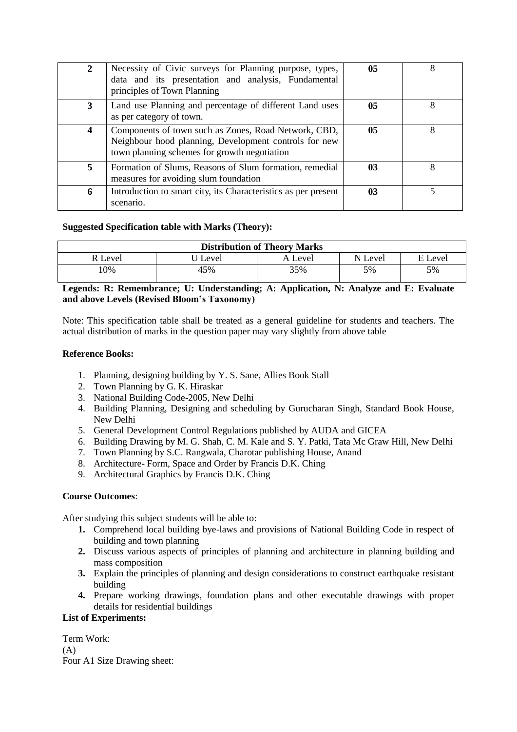| | | | |
|---|---|---|---|
| **2** | Necessity of Civic surveys for Planning purpose, types, data and its presentation and analysis, Fundamental principles of Town Planning | **05** | 8 |
| **3** | Land use Planning and percentage of different Land uses as per category of town. | **05** | 8 |
| **4** | Components of town such as Zones, Road Network, CBD, Neighbour hood planning, Development controls for new town planning schemes for growth negotiation | **05** | 8 |
| **5** | Formation of Slums, Reasons of Slum formation, remedial measures for avoiding slum foundation | **03** | 8 |
| **6** | Introduction to smart city, its Characteristics as per present scenario. | **03** | 5 |

**Suggested Specification table with Marks (Theory):**

| **Distribution of Theory Marks** | | | | |
|---|---|---|---|---|
| R Level | U Level | A Level | N Level | E Level |
| 10% | 45% | 35% | 5% | 5% |

**Legends: R: Remembrance; U: Understanding; A: Application, N: Analyze and E: Evaluate and above Levels (Revised Bloom's Taxonomy)**

Note: This specification table shall be treated as a general guideline for students and teachers. The actual distribution of marks in the question paper may vary slightly from above table

**Reference Books:**

1. Planning, designing building by Y. S. Sane, Allies Book Stall
2. Town Planning by G. K. Hiraskar
3. National Building Code-2005, New Delhi
4. Building Planning, Designing and scheduling by Gurucharan Singh, Standard Book House, New Delhi
5. General Development Control Regulations published by AUDA and GICEA
6. Building Drawing by M. G. Shah, C. M. Kale and S. Y. Patki, Tata Mc Graw Hill, New Delhi
7. Town Planning by S.C. Rangwala, Charotar publishing House, Anand
8. Architecture- Form, Space and Order by Francis D.K. Ching
9. Architectural Graphics by Francis D.K. Ching

**Course Outcomes**:

After studying this subject students will be able to:

1. Comprehend local building bye-laws and provisions of National Building Code in respect of building and town planning
2. Discuss various aspects of principles of planning and architecture in planning building and mass composition
3. Explain the principles of planning and design considerations to construct earthquake resistant building
4. Prepare working drawings, foundation plans and other executable drawings with proper details for residential buildings

**List of Experiments:**

Term Work:
(A)
Four A1 Size Drawing sheet: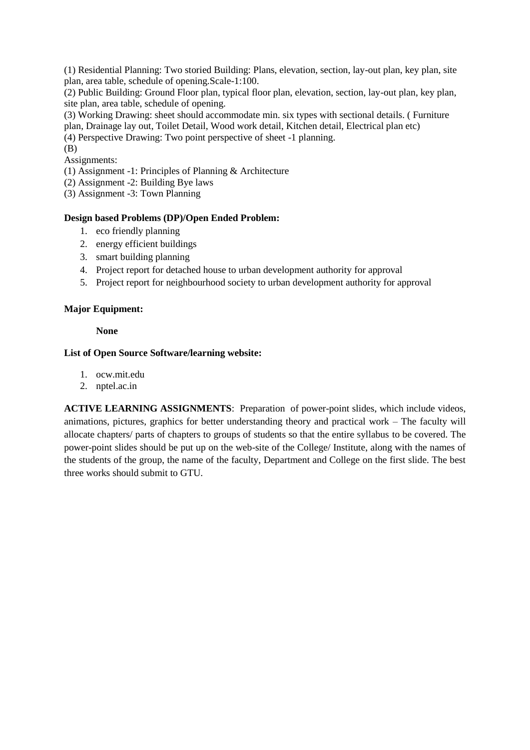(1) Residential Planning: Two storied Building: Plans, elevation, section, lay-out plan, key plan, site plan, area table, schedule of opening.Scale-1:100.

(2) Public Building: Ground Floor plan, typical floor plan, elevation, section, lay-out plan, key plan, site plan, area table, schedule of opening.

(3) Working Drawing: sheet should accommodate min. six types with sectional details. ( Furniture plan, Drainage lay out, Toilet Detail, Wood work detail, Kitchen detail, Electrical plan etc)

(4) Perspective Drawing: Two point perspective of sheet -1 planning.

(B)

Assignments:

(1) Assignment -1: Principles of Planning & Architecture

(2) Assignment -2: Building Bye laws

(3) Assignment -3: Town Planning

**Design based Problems (DP)/Open Ended Problem:**

1. eco friendly planning
2. energy efficient buildings
3. smart building planning
4. Project report for detached house to urban development authority for approval
5. Project report for neighbourhood society to urban development authority for approval

**Major Equipment:**

**None**

**List of Open Source Software/learning website:**

1. ocw.mit.edu
2. nptel.ac.in

**ACTIVE LEARNING ASSIGNMENTS**: Preparation of power-point slides, which include videos, animations, pictures, graphics for better understanding theory and practical work – The faculty will allocate chapters/ parts of chapters to groups of students so that the entire syllabus to be covered. The power-point slides should be put up on the web-site of the College/ Institute, along with the names of the students of the group, the name of the faculty, Department and College on the first slide. The best three works should submit to GTU.